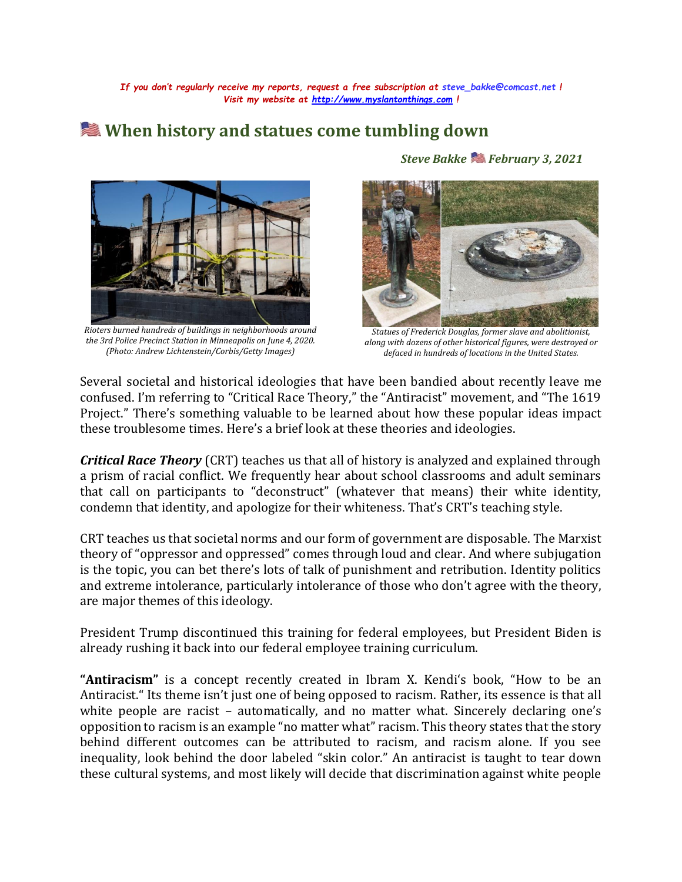*If you don't regularly receive my reports, request a free subscription at steve_bakke@comcast.net !*
*Visit my website at http://www.myslantonthings.com !*

# 🇺🇸 When history and statues come tumbling down

***Steve Bakke 🇺🇸 February 3, 2021***

*Rioters burned hundreds of buildings in neighborhoods around the 3rd Police Precinct Station in Minneapolis on June 4, 2020. (Photo: Andrew Lichtenstein/Corbis/Getty Images)*

*Statues of Frederick Douglas, former slave and abolitionist, along with dozens of other historical figures, were destroyed or defaced in hundreds of locations in the United States.*

Several societal and historical ideologies that have been bandied about recently leave me confused. I'm referring to "Critical Race Theory," the "Antiracist" movement, and "The 1619 Project." There's something valuable to be learned about how these popular ideas impact these troublesome times. Here's a brief look at these theories and ideologies.

***Critical Race Theory*** (CRT) teaches us that all of history is analyzed and explained through a prism of racial conflict. We frequently hear about school classrooms and adult seminars that call on participants to "deconstruct" (whatever that means) their white identity, condemn that identity, and apologize for their whiteness. That's CRT's teaching style.

CRT teaches us that societal norms and our form of government are disposable. The Marxist theory of "oppressor and oppressed" comes through loud and clear. And where subjugation is the topic, you can bet there's lots of talk of punishment and retribution. Identity politics and extreme intolerance, particularly intolerance of those who don't agree with the theory, are major themes of this ideology.

President Trump discontinued this training for federal employees, but President Biden is already rushing it back into our federal employee training curriculum.

**"Antiracism"** is a concept recently created in Ibram X. Kendi's book, "How to be an Antiracist." Its theme isn't just one of being opposed to racism. Rather, its essence is that all white people are racist – automatically, and no matter what. Sincerely declaring one's opposition to racism is an example "no matter what" racism. This theory states that the story behind different outcomes can be attributed to racism, and racism alone. If you see inequality, look behind the door labeled "skin color." An antiracist is taught to tear down these cultural systems, and most likely will decide that discrimination against white people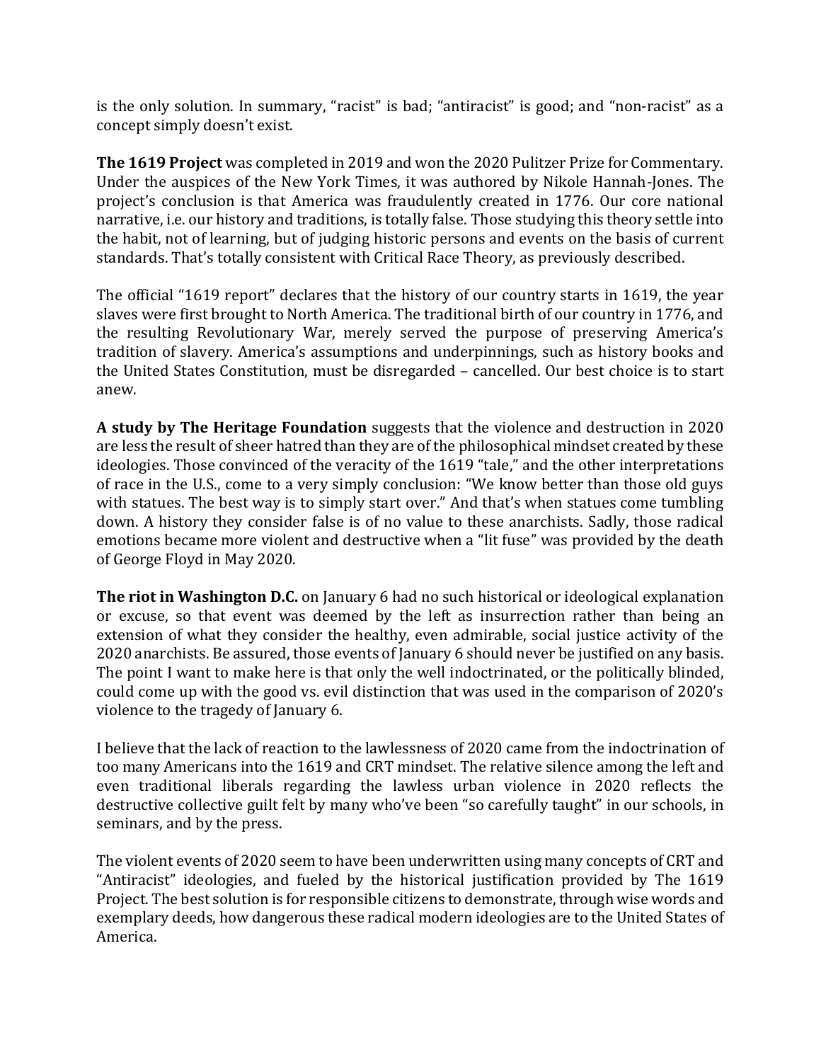is the only solution. In summary, "racist" is bad; "antiracist" is good; and "non-racist" as a concept simply doesn't exist.

**The 1619 Project** was completed in 2019 and won the 2020 Pulitzer Prize for Commentary. Under the auspices of the New York Times, it was authored by Nikole Hannah-Jones. The project's conclusion is that America was fraudulently created in 1776. Our core national narrative, i.e. our history and traditions, is totally false. Those studying this theory settle into the habit, not of learning, but of judging historic persons and events on the basis of current standards. That's totally consistent with Critical Race Theory, as previously described.

The official "1619 report" declares that the history of our country starts in 1619, the year slaves were first brought to North America. The traditional birth of our country in 1776, and the resulting Revolutionary War, merely served the purpose of preserving America's tradition of slavery. America's assumptions and underpinnings, such as history books and the United States Constitution, must be disregarded – cancelled. Our best choice is to start anew.

**A study by The Heritage Foundation** suggests that the violence and destruction in 2020 are less the result of sheer hatred than they are of the philosophical mindset created by these ideologies. Those convinced of the veracity of the 1619 "tale," and the other interpretations of race in the U.S., come to a very simply conclusion: "We know better than those old guys with statues. The best way is to simply start over." And that's when statues come tumbling down. A history they consider false is of no value to these anarchists. Sadly, those radical emotions became more violent and destructive when a "lit fuse" was provided by the death of George Floyd in May 2020.

**The riot in Washington D.C.** on January 6 had no such historical or ideological explanation or excuse, so that event was deemed by the left as insurrection rather than being an extension of what they consider the healthy, even admirable, social justice activity of the 2020 anarchists. Be assured, those events of January 6 should never be justified on any basis. The point I want to make here is that only the well indoctrinated, or the politically blinded, could come up with the good vs. evil distinction that was used in the comparison of 2020's violence to the tragedy of January 6.

I believe that the lack of reaction to the lawlessness of 2020 came from the indoctrination of too many Americans into the 1619 and CRT mindset. The relative silence among the left and even traditional liberals regarding the lawless urban violence in 2020 reflects the destructive collective guilt felt by many who've been "so carefully taught" in our schools, in seminars, and by the press.

The violent events of 2020 seem to have been underwritten using many concepts of CRT and "Antiracist" ideologies, and fueled by the historical justification provided by The 1619 Project. The best solution is for responsible citizens to demonstrate, through wise words and exemplary deeds, how dangerous these radical modern ideologies are to the United States of America.